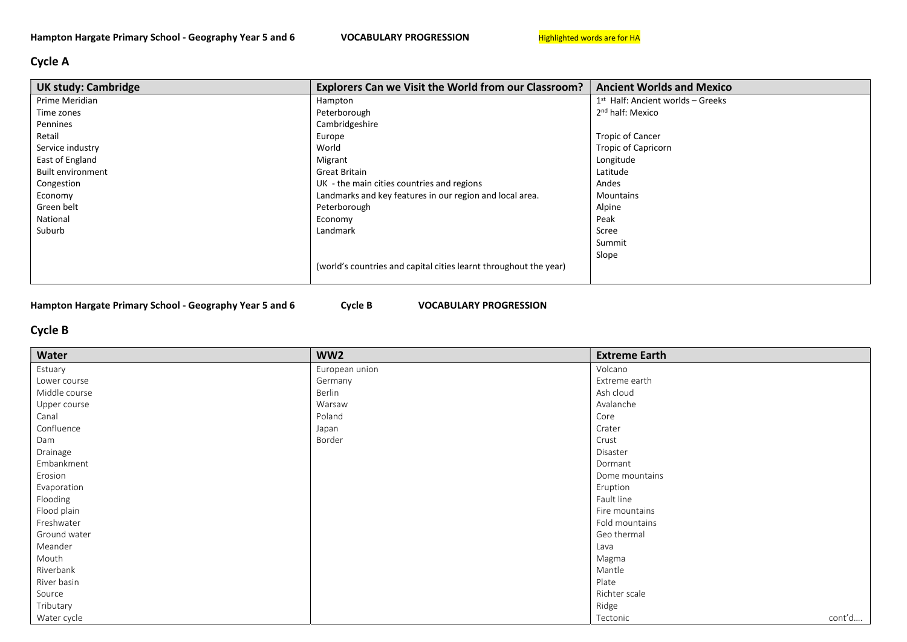**Hampton Hargate Primary School - Geography Year 5 and 6** **VOCABULARY PROGRESSION** Highlighted words are for HA

## Cycle A

| UK study: Cambridge | Explorers Can we Visit the World from our Classroom? | Ancient Worlds and Mexico |
|---|---|---|
| Prime Meridian | Hampton | 1st Half: Ancient worlds – Greeks |
| Time zones | Peterborough | 2nd half: Mexico |
| Pennines | Cambridgeshire | |
| Retail | Europe | Tropic of Cancer |
| Service industry | World | Tropic of Capricorn |
| East of England | Migrant | Longitude |
| Built environment | Great Britain | Latitude |
| Congestion | UK - the main cities countries and regions | Andes |
| Economy | Landmarks and key features in our region and local area. | Mountains |
| Green belt | Peterborough | Alpine |
| National | Economy | Peak |
| Suburb | Landmark | Scree |
| | | Summit |
| | | Slope |
| | (world's countries and capital cities learnt throughout the year) | |

**Hampton Hargate Primary School - Geography Year 5 and 6** **Cycle B** **VOCABULARY PROGRESSION**

## Cycle B

| Water | WW2 | Extreme Earth |
|---|---|---|
| Estuary | European union | Volcano |
| Lower course | Germany | Extreme earth |
| Middle course | Berlin | Ash cloud |
| Upper course | Warsaw | Avalanche |
| Canal | Poland | Core |
| Confluence | Japan | Crater |
| Dam | Border | Crust |
| Drainage | | Disaster |
| Embankment | | Dormant |
| Erosion | | Dome mountains |
| Evaporation | | Eruption |
| Flooding | | Fault line |
| Flood plain | | Fire mountains |
| Freshwater | | Fold mountains |
| Ground water | | Geo thermal |
| Meander | | Lava |
| Mouth | | Magma |
| Riverbank | | Mantle |
| River basin | | Plate |
| Source | | Richter scale |
| Tributary | | Ridge |
| Water cycle | | Tectonic cont'd…. |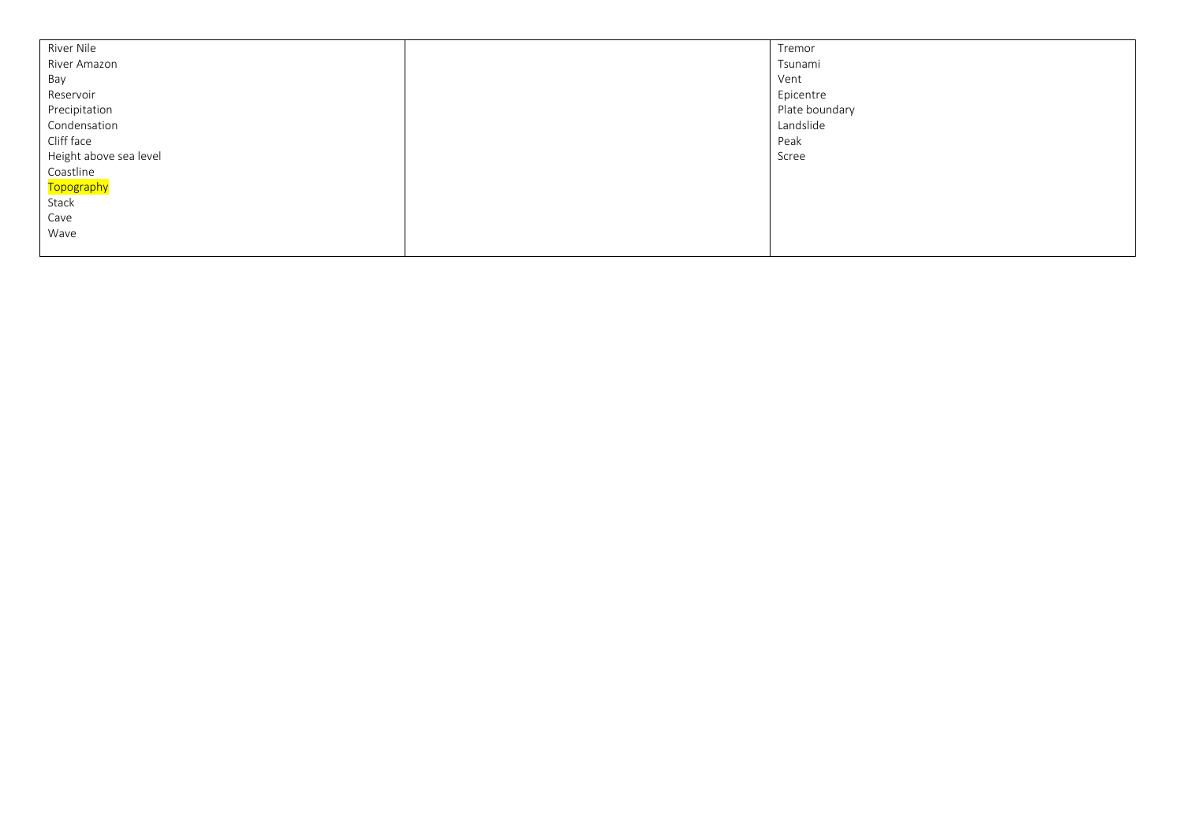| | | |
|---|---|---|
| River Nile<br>River Amazon<br>Bay<br>Reservoir<br>Precipitation<br>Condensation<br>Cliff face<br>Height above sea level<br>Coastline<br>Topography<br>Stack<br>Cave<br>Wave | | Tremor<br>Tsunami<br>Vent<br>Epicentre<br>Plate boundary<br>Landslide<br>Peak<br>Scree |